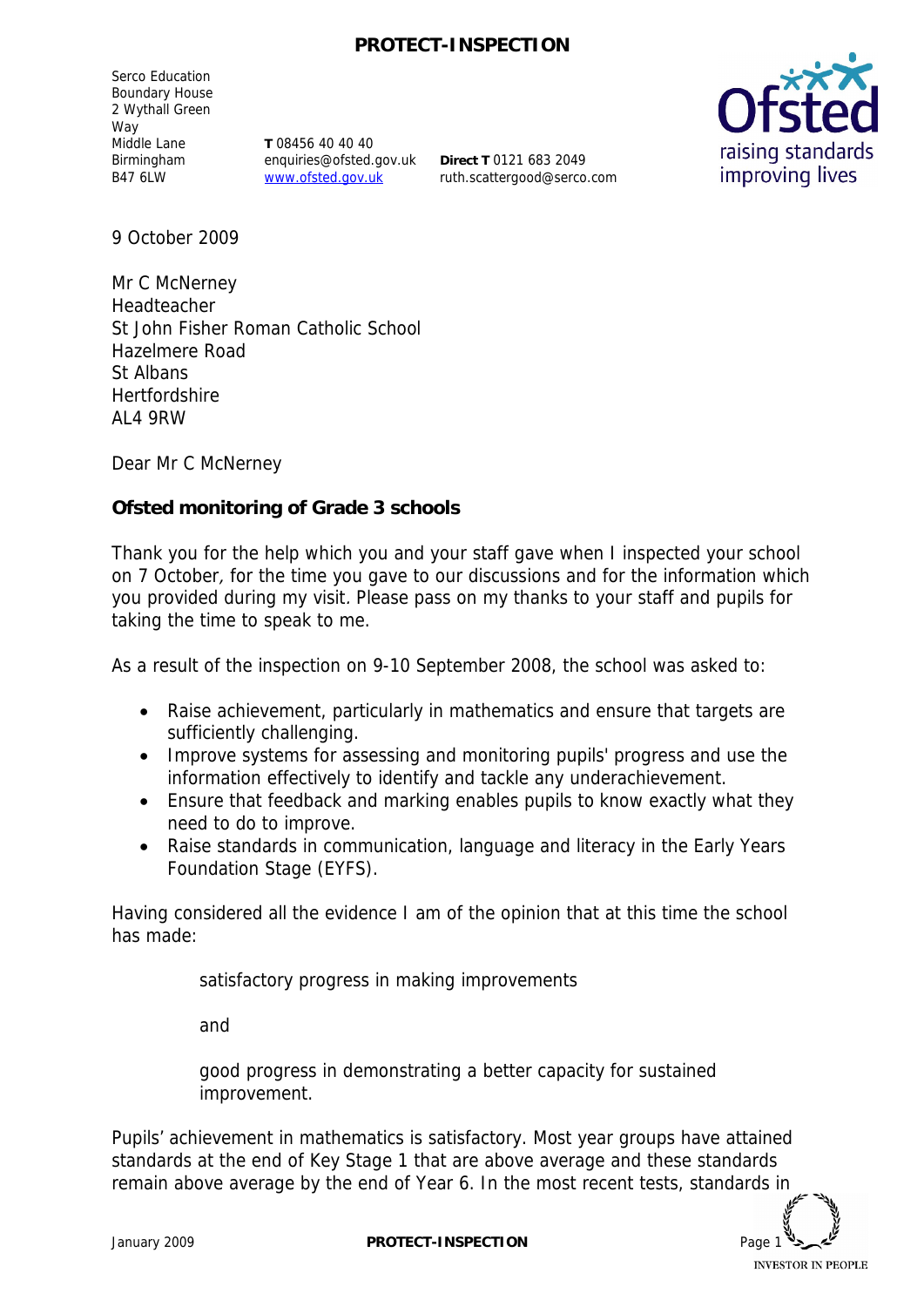Serco Education
Boundary House
2 Wythall Green Way
Middle Lane
Birmingham
B47 6LW

**T** 08456 40 40 40
enquiries@ofsted.gov.uk
www.ofsted.gov.uk

**Direct T** 0121 683 2049
ruth.scattergood@serco.com

9 October 2009

Mr C McNerney
Headteacher
St John Fisher Roman Catholic School
Hazelmere Road
St Albans
Hertfordshire
AL4 9RW

Dear Mr C McNerney

**Ofsted monitoring of Grade 3 schools**

Thank you for the help which you and your staff gave when I inspected your school on 7 October, for the time you gave to our discussions and for the information which you provided during my visit. Please pass on my thanks to your staff and pupils for taking the time to speak to me.

As a result of the inspection on 9-10 September 2008, the school was asked to:

- Raise achievement, particularly in mathematics and ensure that targets are sufficiently challenging.
- Improve systems for assessing and monitoring pupils' progress and use the information effectively to identify and tackle any underachievement.
- Ensure that feedback and marking enables pupils to know exactly what they need to do to improve.
- Raise standards in communication, language and literacy in the Early Years Foundation Stage (EYFS).

Having considered all the evidence I am of the opinion that at this time the school has made:

satisfactory progress in making improvements

and

good progress in demonstrating a better capacity for sustained improvement.

Pupils' achievement in mathematics is satisfactory. Most year groups have attained standards at the end of Key Stage 1 that are above average and these standards remain above average by the end of Year 6. In the most recent tests, standards in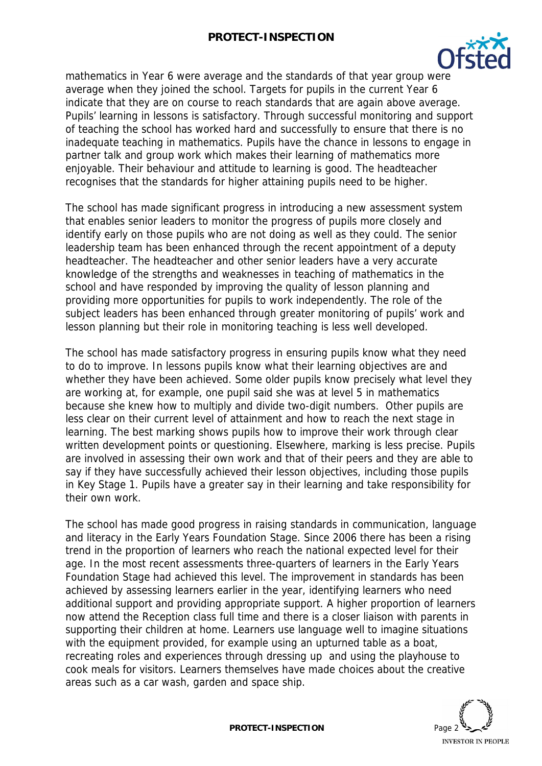mathematics in Year 6 were average and the standards of that year group were average when they joined the school. Targets for pupils in the current Year 6 indicate that they are on course to reach standards that are again above average. Pupils' learning in lessons is satisfactory. Through successful monitoring and support of teaching the school has worked hard and successfully to ensure that there is no inadequate teaching in mathematics. Pupils have the chance in lessons to engage in partner talk and group work which makes their learning of mathematics more enjoyable. Their behaviour and attitude to learning is good. The headteacher recognises that the standards for higher attaining pupils need to be higher.

The school has made significant progress in introducing a new assessment system that enables senior leaders to monitor the progress of pupils more closely and identify early on those pupils who are not doing as well as they could. The senior leadership team has been enhanced through the recent appointment of a deputy headteacher. The headteacher and other senior leaders have a very accurate knowledge of the strengths and weaknesses in teaching of mathematics in the school and have responded by improving the quality of lesson planning and providing more opportunities for pupils to work independently. The role of the subject leaders has been enhanced through greater monitoring of pupils' work and lesson planning but their role in monitoring teaching is less well developed.

The school has made satisfactory progress in ensuring pupils know what they need to do to improve. In lessons pupils know what their learning objectives are and whether they have been achieved. Some older pupils know precisely what level they are working at, for example, one pupil said she was at level 5 in mathematics because she knew how to multiply and divide two-digit numbers. Other pupils are less clear on their current level of attainment and how to reach the next stage in learning. The best marking shows pupils how to improve their work through clear written development points or questioning. Elsewhere, marking is less precise. Pupils are involved in assessing their own work and that of their peers and they are able to say if they have successfully achieved their lesson objectives, including those pupils in Key Stage 1. Pupils have a greater say in their learning and take responsibility for their own work.

The school has made good progress in raising standards in communication, language and literacy in the Early Years Foundation Stage. Since 2006 there has been a rising trend in the proportion of learners who reach the national expected level for their age. In the most recent assessments three-quarters of learners in the Early Years Foundation Stage had achieved this level. The improvement in standards has been achieved by assessing learners earlier in the year, identifying learners who need additional support and providing appropriate support. A higher proportion of learners now attend the Reception class full time and there is a closer liaison with parents in supporting their children at home. Learners use language well to imagine situations with the equipment provided, for example using an upturned table as a boat, recreating roles and experiences through dressing up and using the playhouse to cook meals for visitors. Learners themselves have made choices about the creative areas such as a car wash, garden and space ship.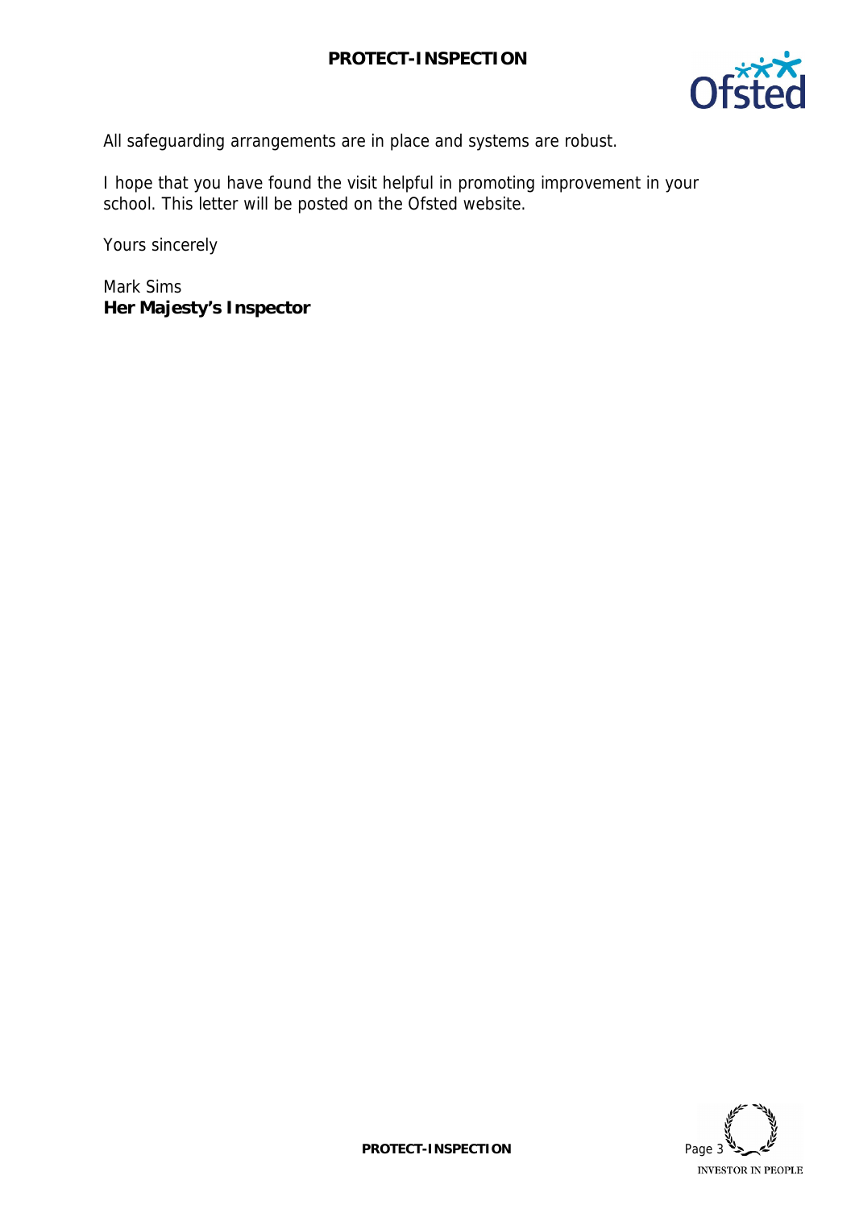All safeguarding arrangements are in place and systems are robust.

I hope that you have found the visit helpful in promoting improvement in your school. This letter will be posted on the Ofsted website.

Yours sincerely

Mark Sims
**Her Majesty's Inspector**